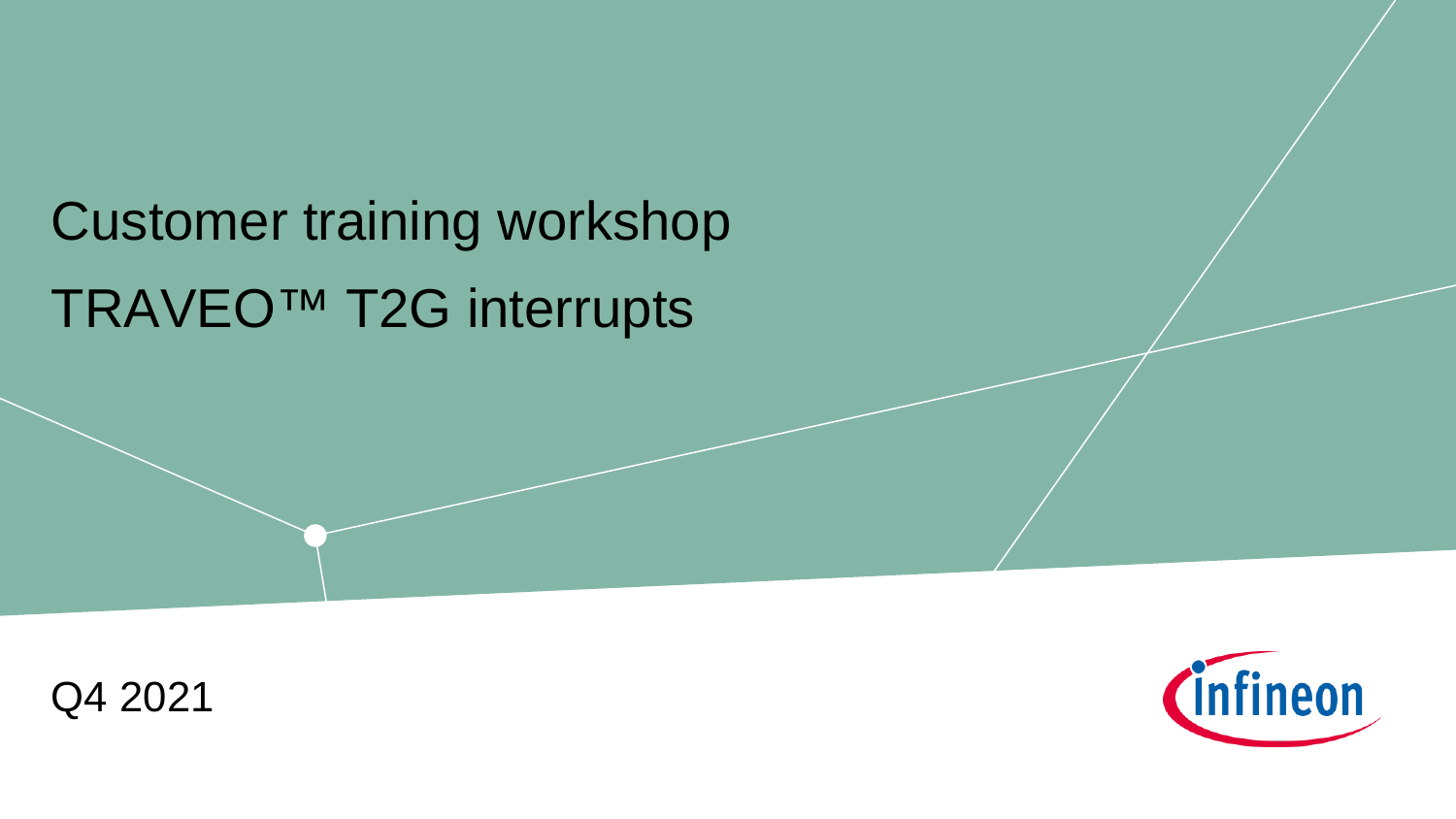# Customer training workshop

# TRAVEO™ T2G interrupts

Q4 2021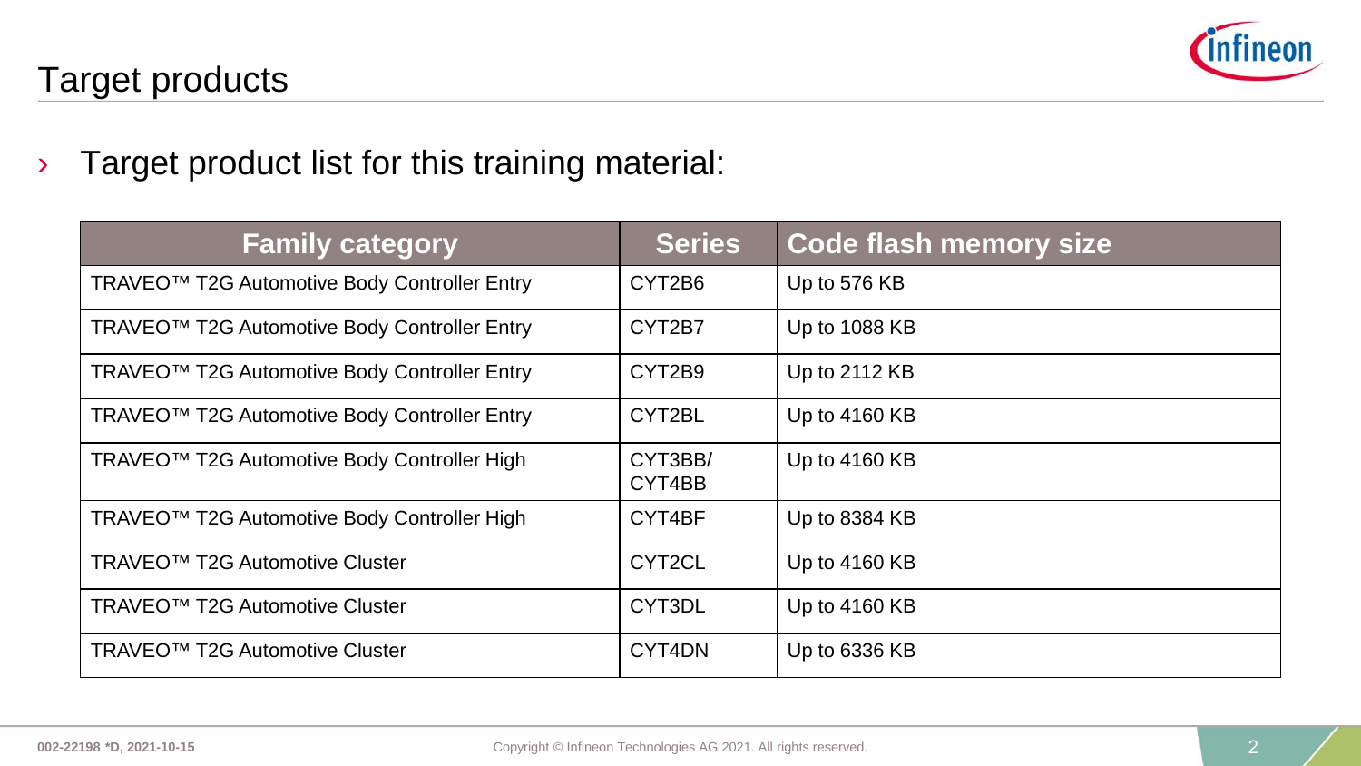# Target products

- Target product list for this training material:

| Family category | Series | Code flash memory size |
|---|---|---|
| TRAVEO™ T2G Automotive Body Controller Entry | CYT2B6 | Up to 576 KB |
| TRAVEO™ T2G Automotive Body Controller Entry | CYT2B7 | Up to 1088 KB |
| TRAVEO™ T2G Automotive Body Controller Entry | CYT2B9 | Up to 2112 KB |
| TRAVEO™ T2G Automotive Body Controller Entry | CYT2BL | Up to 4160 KB |
| TRAVEO™ T2G Automotive Body Controller High | CYT3BB/ CYT4BB | Up to 4160 KB |
| TRAVEO™ T2G Automotive Body Controller High | CYT4BF | Up to 8384 KB |
| TRAVEO™ T2G Automotive Cluster | CYT2CL | Up to 4160 KB |
| TRAVEO™ T2G Automotive Cluster | CYT3DL | Up to 4160 KB |
| TRAVEO™ T2G Automotive Cluster | CYT4DN | Up to 6336 KB |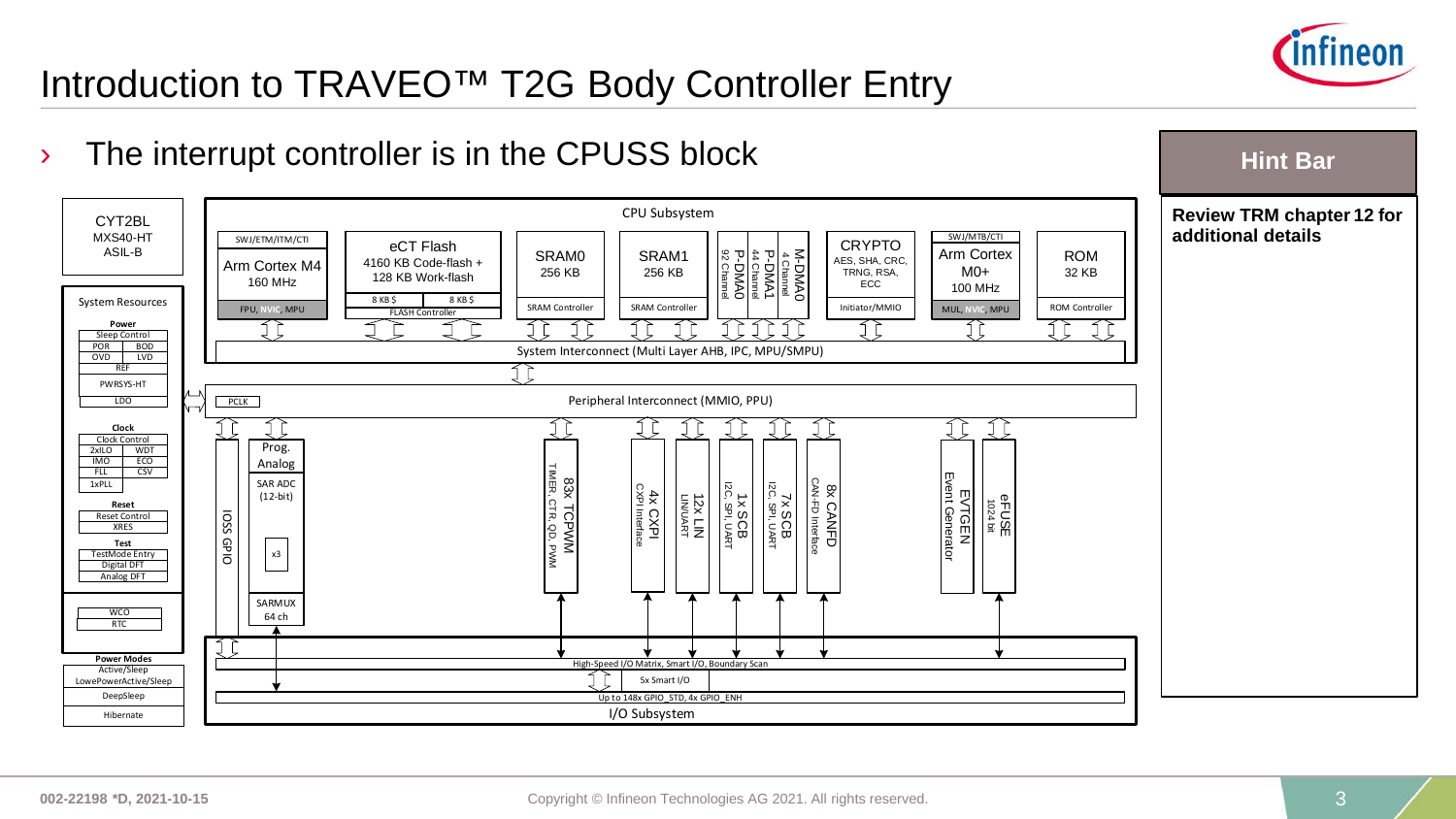# Introduction to TRAVEO™ T2G Body Controller Entry

- The interrupt controller is in the CPUSS block

**Hint Bar**

**Review TRM chapter 12 for additional details**

CYT2BL
MXS40-HT
ASIL-B

System Resources

Power
Sleep Control
POR | BOD
OVD | LVD
REF
PWRSYS-HT
LDO

Clock
Clock Control
2xILO | WDT
IMO | ECO
FLL | CSV
1xPLL

Reset
Reset Control
XRES

Test
TestMode Entry
Digital DFT
Analog DFT

WCO
RTC

Power Modes
Active/Sleep
LowePowerActive/Sleep
DeepSleep
Hibernate

CPU Subsystem

SWJ/ETM/ITM/CTI
Arm Cortex M4
160 MHz
FPU, NVIC, MPU

eCT Flash
4160 KB Code-flash + 128 KB Work-flash
8 KB $ | 8 KB $
FLASH Controller

SRAM0
256 KB
SRAM Controller

SRAM1
256 KB
SRAM Controller

P-DMA0
92 Channel

P-DMA1
44 Channel

M-DMA0
4 Channel

CRYPTO
AES, SHA, CRC, TRNG, RSA, ECC
Initiator/MMIO

SWJ/MTB/CTI
Arm Cortex M0+
100 MHz
MUL, NVIC, MPU

ROM
32 KB
ROM Controller

System Interconnect (Multi Layer AHB, IPC, MPU/SMPU)

PCLK
Peripheral Interconnect (MMIO, PPU)

IOSS GPIO

Prog. Analog
SAR ADC (12-bit)
x3
SARMUX
64 ch

83x TCPWM
TIMER, CTR, QD, PWM

4x CXPI
CXPI Interface

12x LIN
LIN/UART

1x SCB
I2C, SPI, UART

7x SCB
I2C, SPI, UART

8x CANFD
CAN-FD Interface

EVTGEN
Event Generator

eFUSE
1024 bit

High-Speed I/O Matrix, Smart I/O, Boundary Scan
5x Smart I/O
Up to 148x GPIO_STD, 4x GPIO_ENH
I/O Subsystem

002-22198 *D, 2021-10-15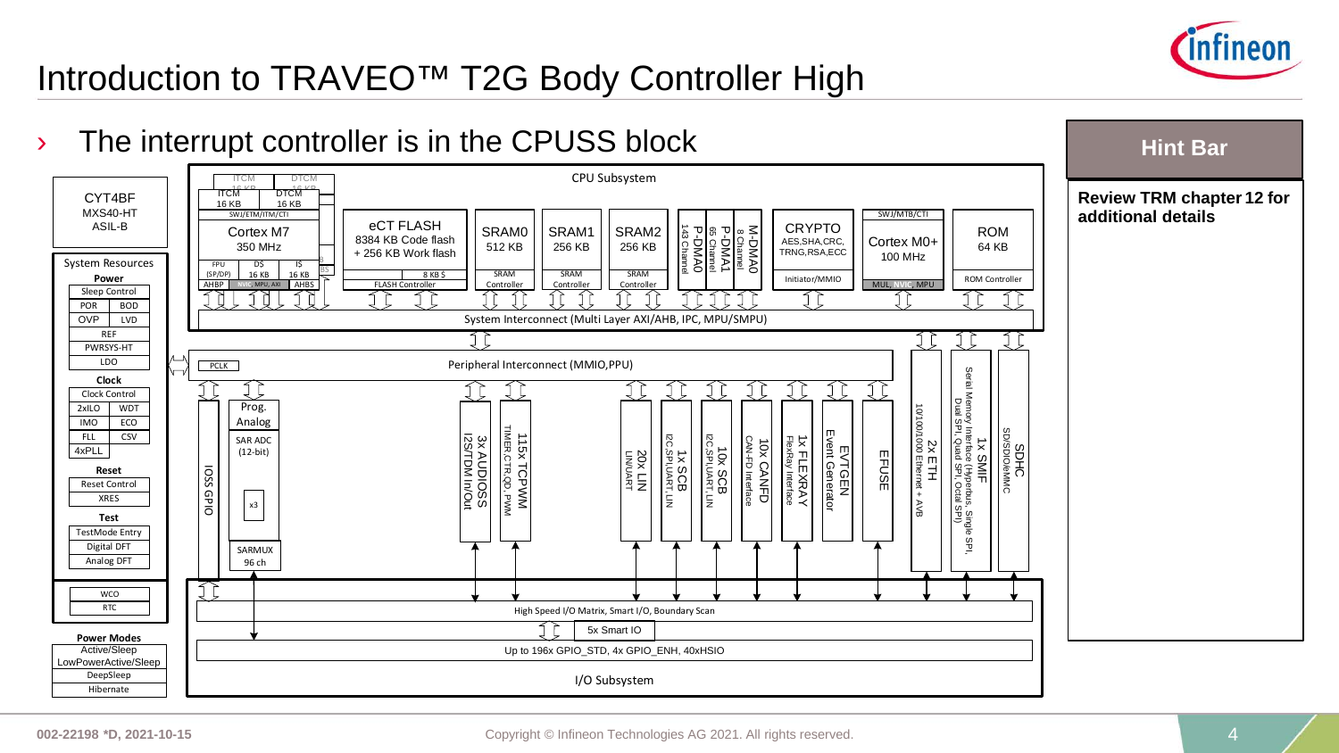# Introduction to TRAVEO™ T2G Body Controller High

› The interrupt controller is in the CPUSS block

**Hint Bar**

**Review TRM chapter 12 for additional details**

CYT4BF
MXS40-HT
ASIL-B

**System Resources**

**Power**
- Sleep Control
- POR | BOD
- OVP | LVD
- REF
- PWRSYS-HT
- LDO

**Clock**
- Clock Control
- 2xILO | WDT
- IMO | ECO
- FLL | CSV
- 4xPLL

**Reset**
- Reset Control
- XRES

**Test**
- TestMode Entry
- Digital DFT
- Analog DFT

- WCO
- RTC

**Power Modes**
- Active/Sleep
- LowPowerActive/Sleep
- DeepSleep
- Hibernate

**CPU Subsystem**

- ITCM 16 KB, DTCM 16 KB
- SWJ/ETM/ITM/CTI
- Cortex M7 350 MHz
- FPU (SP/DP), D$ 16 KB, I$ 16 KB
- AHBP, NVIC, MPU, AXI, AHBS
- eCT FLASH 8384 KB Code flash + 256 KB Work flash, 8 KB $, FLASH Controller
- SRAM0 512 KB, SRAM Controller
- SRAM1 256 KB, SRAM Controller
- SRAM2 256 KB, SRAM Controller
- P-DMA0 143 Channel
- P-DMA1 65 Channel
- M-DMA0 8 Channel
- CRYPTO AES,SHA,CRC, TRNG,RSA,ECC, Initiator/MMIO
- SWJ/MTB/CTI, Cortex M0+ 100 MHz, MUL, NVIC, MPU
- ROM 64 KB, ROM Controller

System Interconnect (Multi Layer AXI/AHB, IPC, MPU/SMPU)

Peripheral Interconnect (MMIO,PPU)

- PCLK
- IOSS GPIO
- Prog. Analog: SAR ADC (12-bit), x3, SARMUX 96 ch
- 3x AUDIOSS I2S/TDM In/Out
- 115x TCPWM TIMER,CTR,QD, PWM
- 20x LIN LIN/UART
- 1x SCB I2C,SPI,UART,LIN
- 10x SCB I2C,SPI,UART,LIN
- 10x CANFD CAN-FD Interface
- 1x FLEXRAY FlexRay Interface
- EVTGEN Event Generator
- EFUSE
- 2x ETH 10/100/1000 Ethernet + AVB
- 1x SMIF Serial Memory Interface (Hyperbus, Single SPI, Dual SPI, Quad SPI, Octal SPI)
- SDHC SD/SDIO/eMMC

High Speed I/O Matrix, Smart I/O, Boundary Scan

5x Smart IO

Up to 196x GPIO_STD, 4x GPIO_ENH, 40xHSIO

I/O Subsystem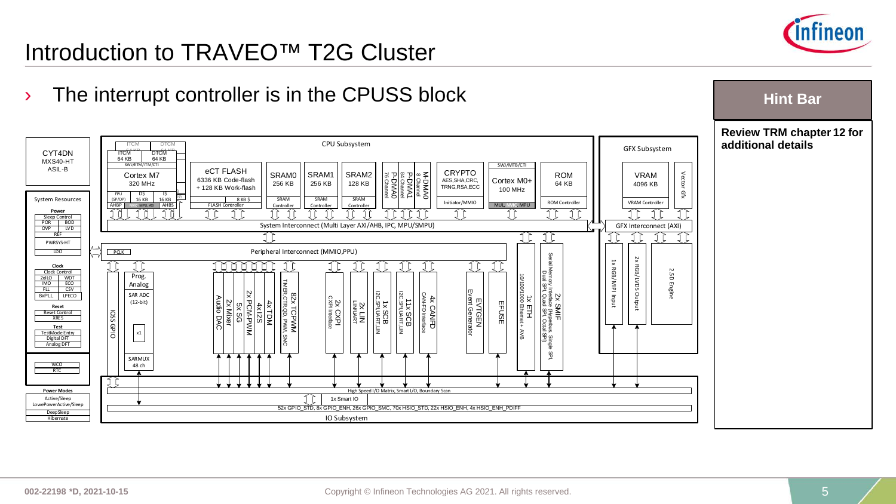# Introduction to TRAVEO™ T2G Cluster

› The interrupt controller is in the CPUSS block

**Hint Bar**

**Review TRM chapter 12 for additional details**

CYT4DN
MXS40-HT
ASIL-B

System Resources

**Power**
Sleep Control
POR | BOD
OVP | LVD
REF
PWRSYS-HT
LDO

**Clock**
Clock Control
2xILO | WDT
IMO | ECO
FLL | CSV
8xPLL | LPECO

**Reset**
Reset Control
XRES

**Test**
TestMode Entry
Digital DFT
Analog DFT

WCO
RTC

**Power Modes**
Active/Sleep
LowePowerActive/Sleep
DeepSleep
Hibernate

CPU Subsystem

ITCM 64 KB | DTCM 64 KB
SWJ/ETM/ITM/CTI
Cortex M7 320 MHz
FPU (SP/DP) | DS 16 KB | IS 16 KB
AHBP | NVIC, MPU, AXI | AHBS

eCT FLASH
6336 KB Code-flash + 128 KB Work-flash
8 KB $
FLASH Controller

SRAM0 256 KB — SRAM Controller
SRAM1 256 KB — SRAM Controller
SRAM2 128 KB — SRAM Controller

P-DMA0 76 Channel
P-DMA1 84 Channel
M-DMA0 8 Channel

CRYPTO
AES,SHA,CRC, TRNG,RSA,ECC
Initiator/MMIO

SWJ/MTB/CTI
Cortex M0+ 100 MHz
MUL, NVIC, MPU

ROM 64 KB
ROM Controller

System Interconnect (Multi Layer AXI/AHB, IPC, MPU/SMPU)

Peripheral Interconnect (MMIO,PPU)
PCLK

IOSS GPIO

Prog. Analog
SAR ADC (12-bit)
x1
SARMUX 48 ch

Audio DAC
2x Mixer
5x SG
2x PCM-PWM
4x I2S
4x TDM
82x TCPWM — TIMER, CTR, QD, PWM, SMC
2x CXPI — CXPI Interface
2x LIN — LIN/UART
1x SCB — I2C,SPI,UART,LIN
11x SCB — I2C,SPI,UART,LIN
4x CANFD — CAN-FD Interface
EVTGEN — Event Generator
EFUSE
1x ETH — 10/100/1000 Ethernet + AVB
2x SMIF — Serial Memory Interface (Hyperbus, Single SPI, Dual SPI, Quad SPI, Octal SPI)

GFX Subsystem
VRAM 4096 KB — VRAM Controller
Vector Gfx
GFX Interconnect (AXI)
1x RGB/MIPI Input
2x RGB/LVDS Output
2.5D Engine

High Speed I/O Matrix, Smart I/O, Boundary Scan
1x Smart IO
52x GPIO_STD, 8x GPIO_ENH, 26x GPIO_SMC, 70x HSIO_STD, 22x HSIO_ENH, 4x HSIO_ENH_PDIFF
IO Subsystem

002-22198 *D, 2021-10-15

Copyright © Infineon Technologies AG 2021. All rights reserved.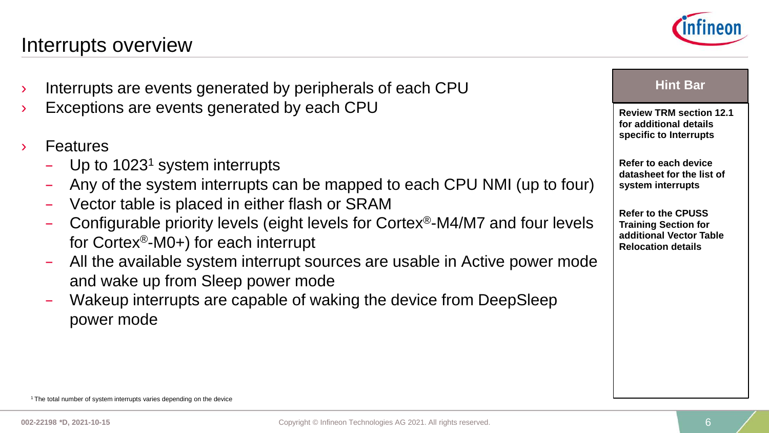# Interrupts overview

- Interrupts are events generated by peripherals of each CPU
- Exceptions are events generated by each CPU
- Features
  - Up to 1023[1] system interrupts
  - Any of the system interrupts can be mapped to each CPU NMI (up to four)
  - Vector table is placed in either flash or SRAM
  - Configurable priority levels (eight levels for Cortex®-M4/M7 and four levels for Cortex®-M0+) for each interrupt
  - All the available system interrupt sources are usable in Active power mode and wake up from Sleep power mode
  - Wakeup interrupts are capable of waking the device from DeepSleep power mode

**Hint Bar**

**Review TRM section 12.1 for additional details specific to Interrupts**

**Refer to each device datasheet for the list of system interrupts**

**Refer to the CPUSS Training Section for additional Vector Table Relocation details**

[1] The total number of system interrupts varies depending on the device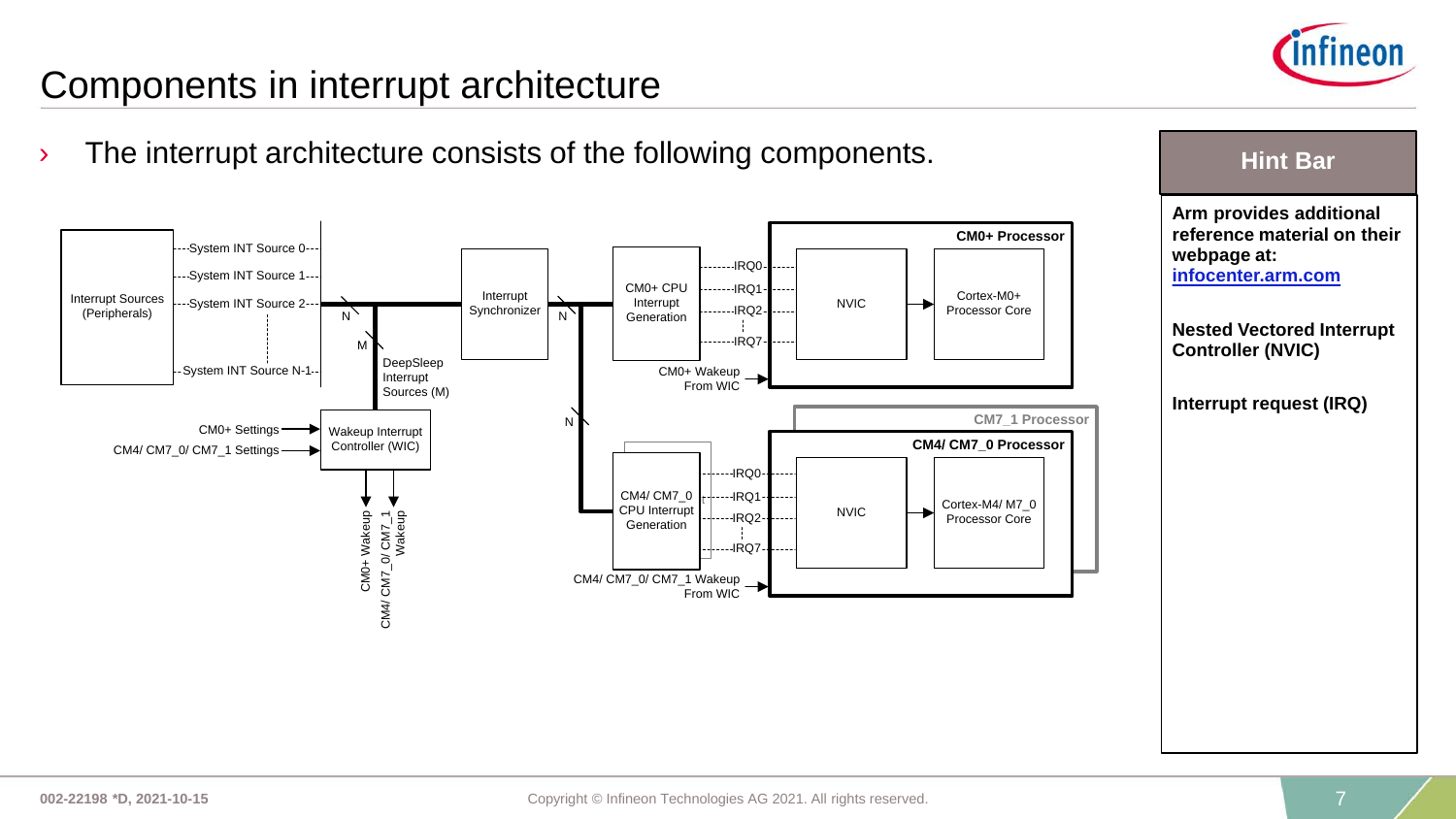# Components in interrupt architecture

- The interrupt architecture consists of the following components.

Interrupt Sources (Peripherals)

System INT Source 0

System INT Source 1

System INT Source 2

System INT Source N-1

N

M

DeepSleep Interrupt Sources (M)

Interrupt Synchronizer

N

CM0+ CPU Interrupt Generation

IRQ0

IRQ1

IRQ2

IRQ7

CM0+ Processor

NVIC

Cortex-M0+ Processor Core

CM0+ Wakeup From WIC

CM0+ Settings

CM4/ CM7_0/ CM7_1 Settings

Wakeup Interrupt Controller (WIC)

CM0+ Wakeup

CM4/ CM7_0/ CM7_1 Wakeup

N

CM7_1 Processor

CM4/ CM7_0 Processor

CM4/ CM7_0 CPU Interrupt Generation

IRQ0

IRQ1

IRQ2

IRQ7

NVIC

Cortex-M4/ M7_0 Processor Core

CM4/ CM7_0/ CM7_1 Wakeup From WIC

## Hint Bar

**Arm provides additional reference material on their webpage at: infocenter.arm.com**

**Nested Vectored Interrupt Controller (NVIC)**

**Interrupt request (IRQ)**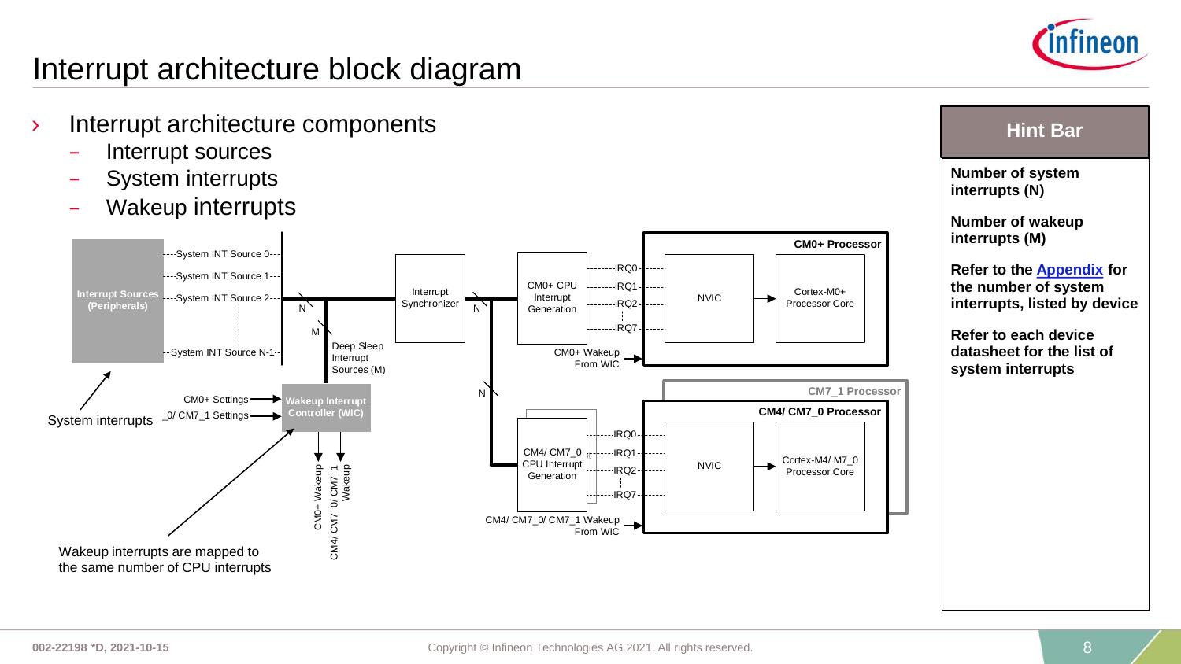# Interrupt architecture block diagram

- Interrupt architecture components
  - Interrupt sources
  - System interrupts
  - Wakeup interrupts

Interrupt Sources (Peripherals)

System INT Source 0
System INT Source 1
System INT Source 2
System INT Source N-1

N

M

Deep Sleep Interrupt Sources (M)

Interrupt Synchronizer

N

N

CM0+ CPU Interrupt Generation

IRQ0
IRQ1
IRQ2
IRQ7

CM0+ Processor

NVIC

Cortex-M0+ Processor Core

CM0+ Wakeup From WIC

CM0+ Settings

CM4/ CM7_0/ CM7_1 Settings

Wakeup Interrupt Controller (WIC)

CM0+ Wakeup

CM4/ CM7_0/ CM7_1 Wakeup

CM7_1 Processor

CM4/ CM7_0 Processor

CM4/ CM7_0 CPU Interrupt Generation

IRQ0
IRQ1
IRQ2
IRQ7

NVIC

Cortex-M4/ M7_0 Processor Core

CM4/ CM7_0/ CM7_1 Wakeup From WIC

System interrupts

Wakeup interrupts are mapped to the same number of CPU interrupts

**Hint Bar**

**Number of system interrupts (N)**

**Number of wakeup interrupts (M)**

**Refer to the Appendix for the number of system interrupts, listed by device**

**Refer to each device datasheet for the list of system interrupts**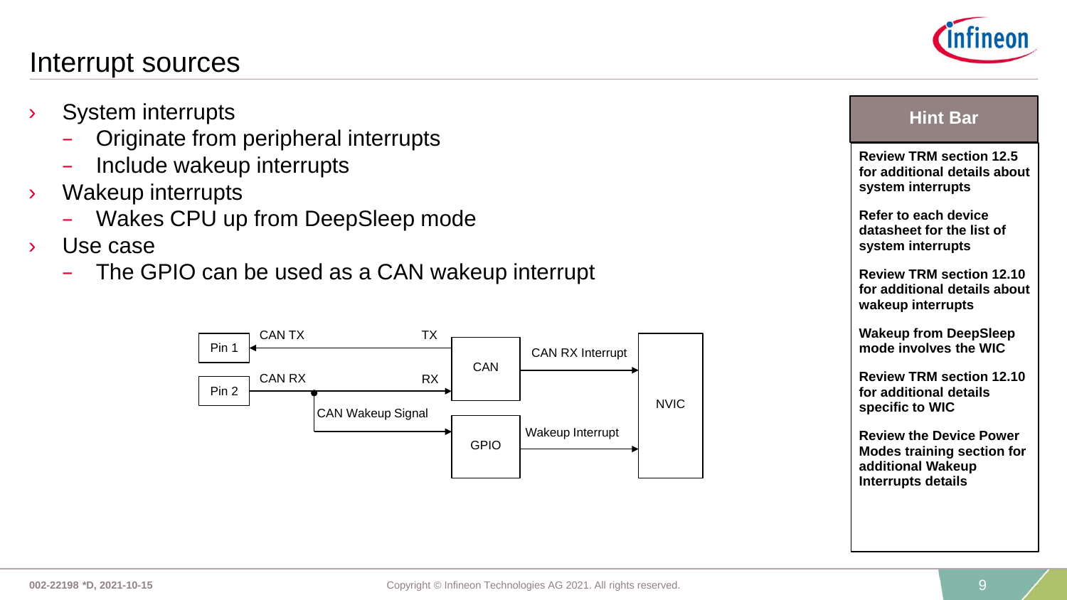# Interrupt sources

- System interrupts
  - Originate from peripheral interrupts
  - Include wakeup interrupts
- Wakeup interrupts
  - Wakes CPU up from DeepSleep mode
- Use case
  - The GPIO can be used as a CAN wakeup interrupt

Pin 1 — CAN TX — TX — CAN — CAN RX Interrupt — NVIC

Pin 2 — CAN RX — RX — CAN

CAN Wakeup Signal — GPIO — Wakeup Interrupt — NVIC

## Hint Bar

**Review TRM section 12.5 for additional details about system interrupts**

**Refer to each device datasheet for the list of system interrupts**

**Review TRM section 12.10 for additional details about wakeup interrupts**

**Wakeup from DeepSleep mode involves the WIC**

**Review TRM section 12.10 for additional details specific to WIC**

**Review the Device Power Modes training section for additional Wakeup Interrupts details**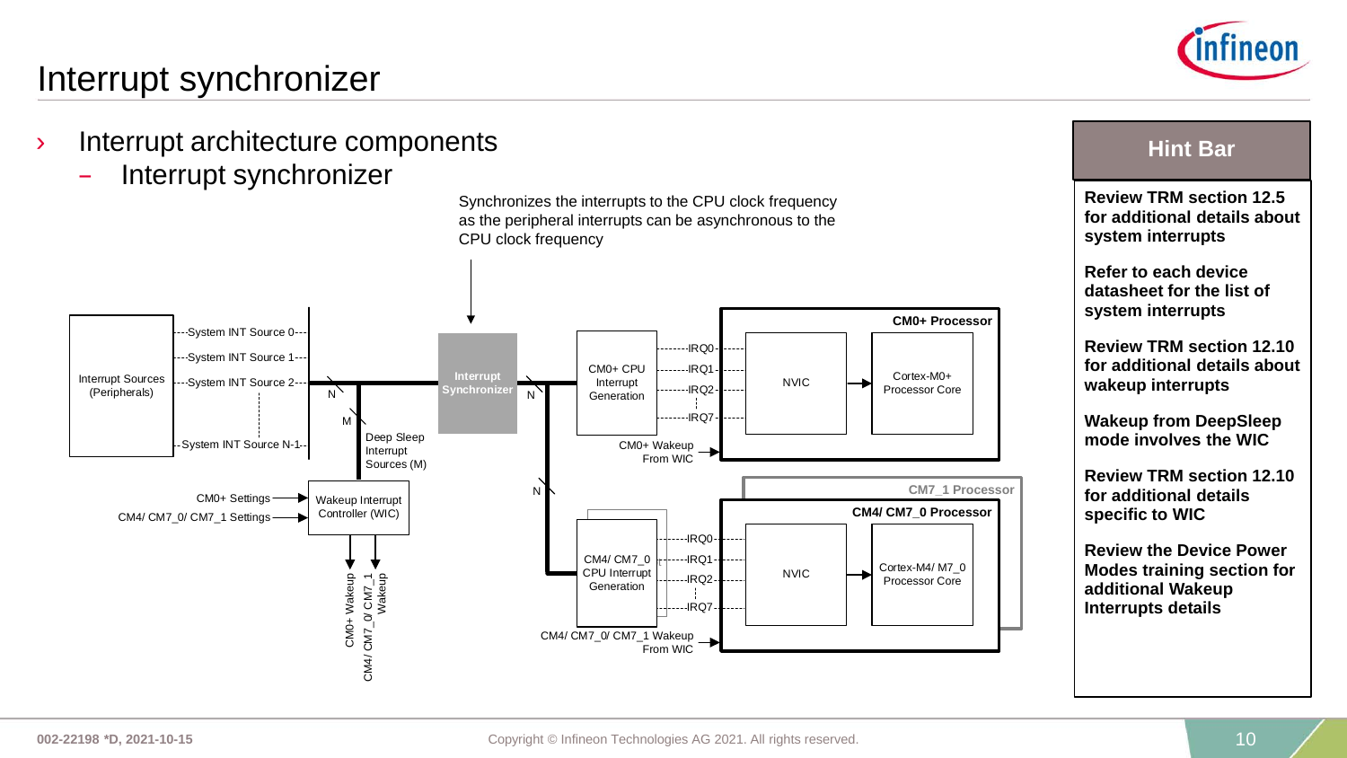# Interrupt synchronizer

- Interrupt architecture components
  - Interrupt synchronizer

Synchronizes the interrupts to the CPU clock frequency as the peripheral interrupts can be asynchronous to the CPU clock frequency

Interrupt Sources (Peripherals)

System INT Source 0
System INT Source 1
System INT Source 2
System INT Source N-1

N

M

Deep Sleep Interrupt Sources (M)

Interrupt Synchronizer

N

N

CM0+ Settings
CM4/ CM7_0/ CM7_1 Settings

Wakeup Interrupt Controller (WIC)

CM0+ Wakeup
CM4/ CM7_0/ CM7_1 Wakeup

CM0+ CPU Interrupt Generation

IRQ0
IRQ1
IRQ2
IRQ7

CM0+ Processor

NVIC

Cortex-M0+ Processor Core

CM0+ Wakeup From WIC

CM7_1 Processor

CM4/ CM7_0 Processor

CM4/ CM7_0 CPU Interrupt Generation

IRQ0
IRQ1
IRQ2
IRQ7

NVIC

Cortex-M4/ M7_0 Processor Core

CM4/ CM7_0/ CM7_1 Wakeup From WIC

## Hint Bar

**Review TRM section 12.5 for additional details about system interrupts**

**Refer to each device datasheet for the list of system interrupts**

**Review TRM section 12.10 for additional details about wakeup interrupts**

**Wakeup from DeepSleep mode involves the WIC**

**Review TRM section 12.10 for additional details specific to WIC**

**Review the Device Power Modes training section for additional Wakeup Interrupts details**

002-22198 *D, 2021-10-15

Copyright © Infineon Technologies AG 2021. All rights reserved.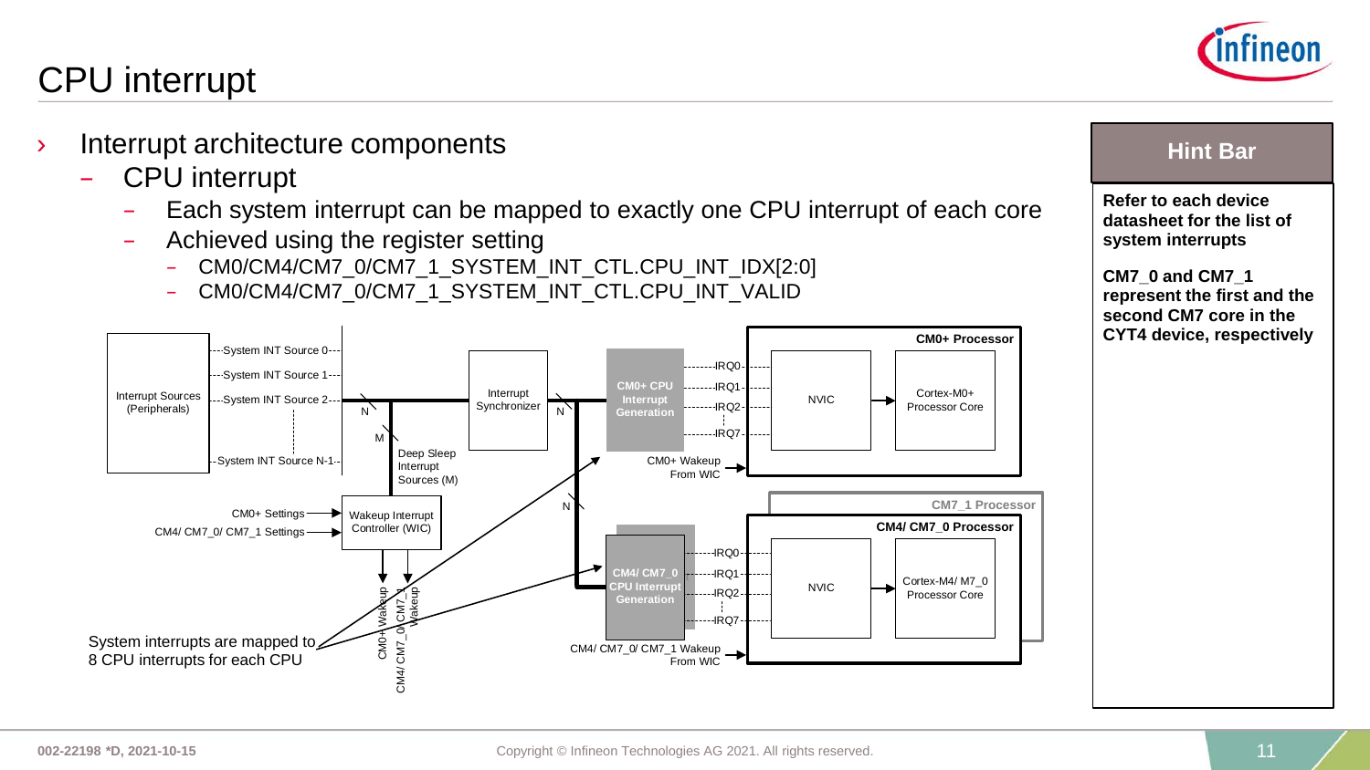# CPU interrupt

- Interrupt architecture components
  - CPU interrupt
    - Each system interrupt can be mapped to exactly one CPU interrupt of each core
    - Achieved using the register setting
      - CM0/CM4/CM7_0/CM7_1_SYSTEM_INT_CTL.CPU_INT_IDX[2:0]
      - CM0/CM4/CM7_0/CM7_1_SYSTEM_INT_CTL.CPU_INT_VALID

System interrupts are mapped to 8 CPU interrupts for each CPU

**Hint Bar**

**Refer to each device datasheet for the list of system interrupts**

**CM7_0 and CM7_1 represent the first and the second CM7 core in the CYT4 device, respectively**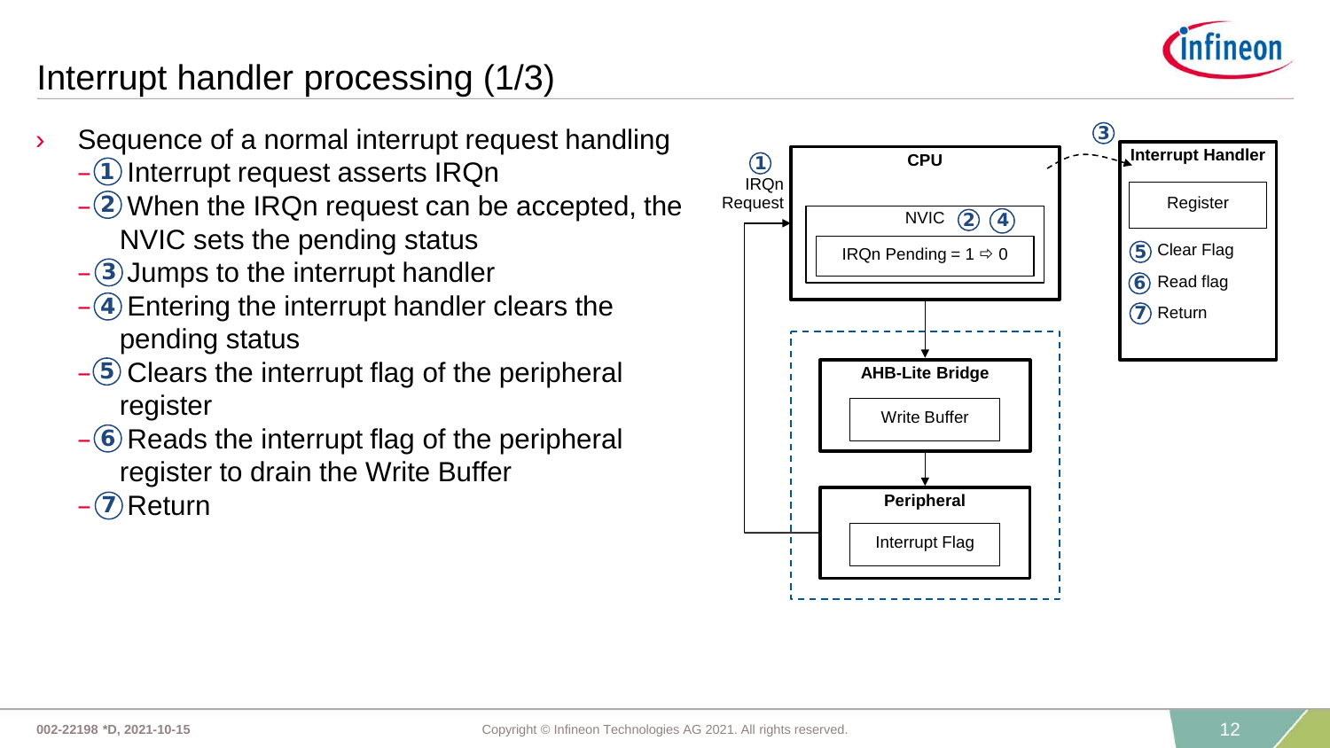# Interrupt handler processing (1/3)

- Sequence of a normal interrupt request handling
  - ① Interrupt request asserts IRQn
  - ② When the IRQn request can be accepted, the NVIC sets the pending status
  - ③ Jumps to the interrupt handler
  - ④ Entering the interrupt handler clears the pending status
  - ⑤ Clears the interrupt flag of the peripheral register
  - ⑥ Reads the interrupt flag of the peripheral register to drain the Write Buffer
  - ⑦ Return

① IRQn Request

**CPU**

NVIC ② ④

IRQn Pending = 1 ⇨ 0

**AHB-Lite Bridge**

Write Buffer

**Peripheral**

Interrupt Flag

③

**Interrupt Handler**

Register

⑤ Clear Flag

⑥ Read flag

⑦ Return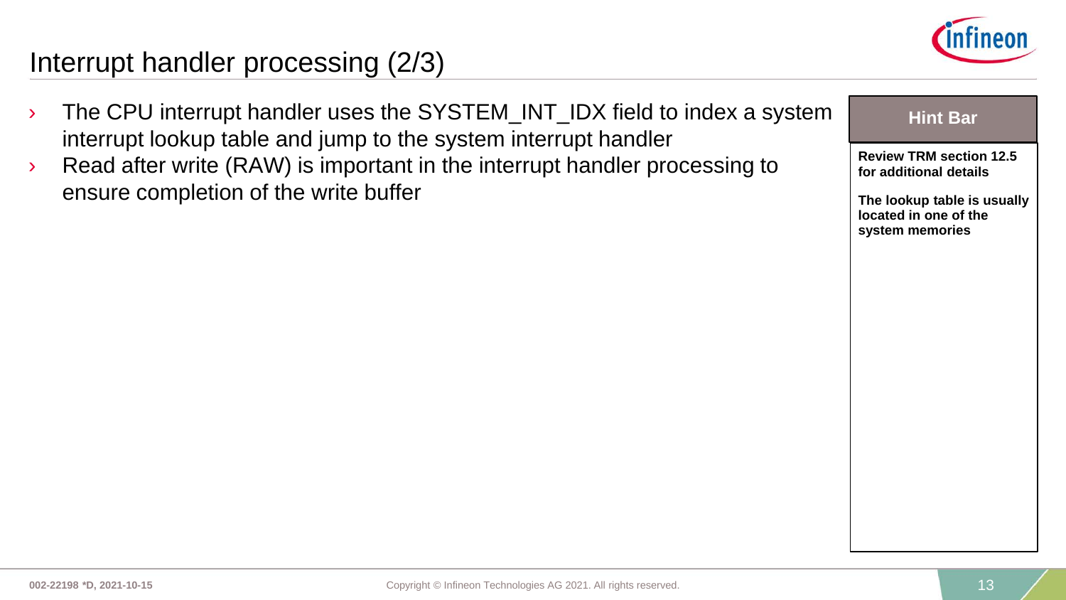# Interrupt handler processing (2/3)

- The CPU interrupt handler uses the SYSTEM_INT_IDX field to index a system interrupt lookup table and jump to the system interrupt handler
- Read after write (RAW) is important in the interrupt handler processing to ensure completion of the write buffer

**Hint Bar**

**Review TRM section 12.5 for additional details**

**The lookup table is usually located in one of the system memories**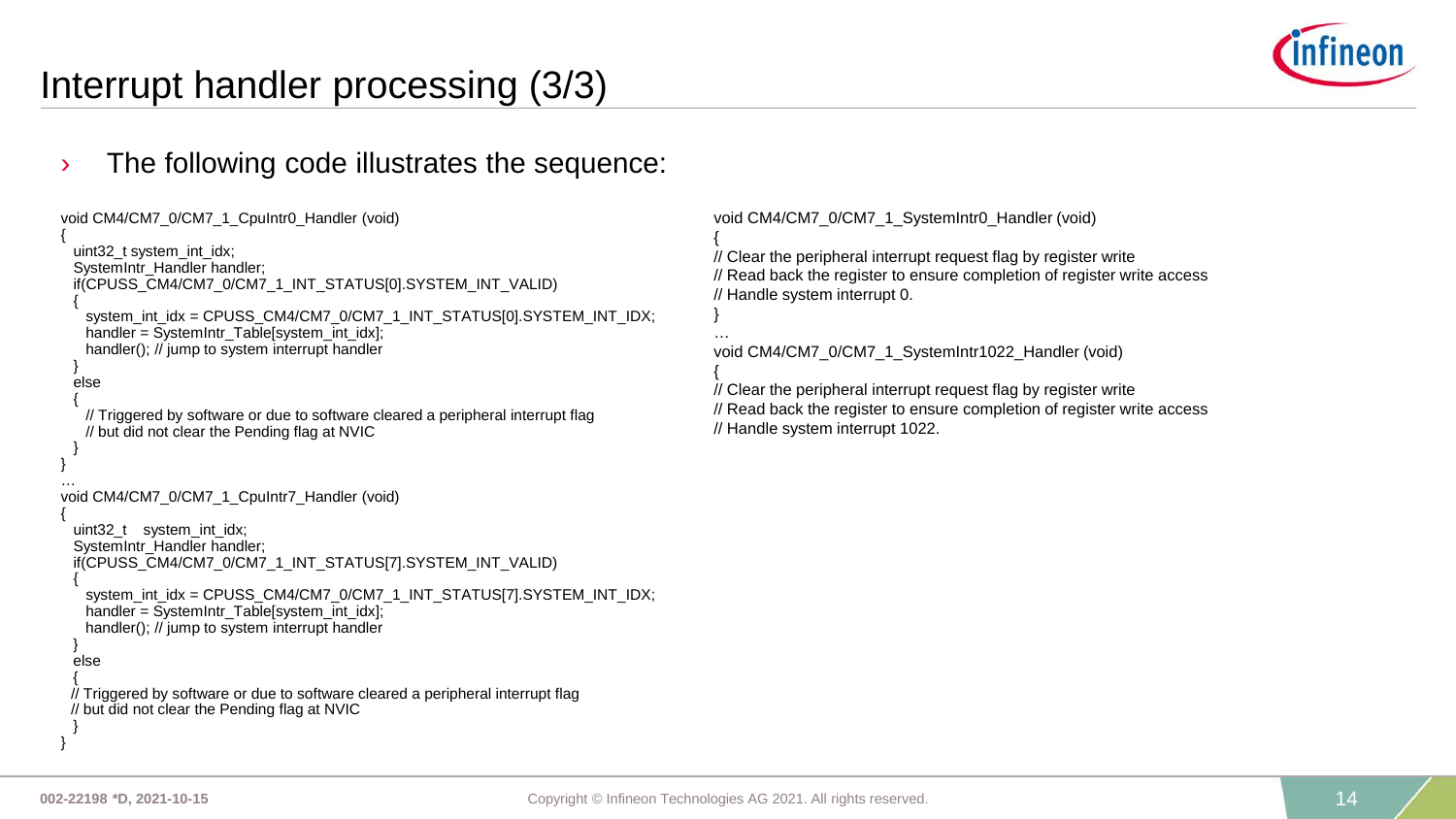# Interrupt handler processing (3/3)

- The following code illustrates the sequence:

```
void CM4/CM7_0/CM7_1_CpuIntr0_Handler (void)
{
  uint32_t system_int_idx;
  SystemIntr_Handler handler;
  if(CPUSS_CM4/CM7_0/CM7_1_INT_STATUS[0].SYSTEM_INT_VALID)
  {
    system_int_idx = CPUSS_CM4/CM7_0/CM7_1_INT_STATUS[0].SYSTEM_INT_IDX;
    handler = SystemIntr_Table[system_int_idx];
    handler(); // jump to system interrupt handler
  }
  else
  {
    // Triggered by software or due to software cleared a peripheral interrupt flag
    // but did not clear the Pending flag at NVIC
  }
}
…
void CM4/CM7_0/CM7_1_CpuIntr7_Handler (void)
{
  uint32_t    system_int_idx;
  SystemIntr_Handler handler;
  if(CPUSS_CM4/CM7_0/CM7_1_INT_STATUS[7].SYSTEM_INT_VALID)
  {
    system_int_idx = CPUSS_CM4/CM7_0/CM7_1_INT_STATUS[7].SYSTEM_INT_IDX;
    handler = SystemIntr_Table[system_int_idx];
    handler(); // jump to system interrupt handler
  }
  else
  {
  // Triggered by software or due to software cleared a peripheral interrupt flag
  // but did not clear the Pending flag at NVIC
  }
}
```

```
void CM4/CM7_0/CM7_1_SystemIntr0_Handler (void)
{
// Clear the peripheral interrupt request flag by register write
// Read back the register to ensure completion of register write access
// Handle system interrupt 0.
}
…
void CM4/CM7_0/CM7_1_SystemIntr1022_Handler (void)
{
// Clear the peripheral interrupt request flag by register write
// Read back the register to ensure completion of register write access
// Handle system interrupt 1022.
```

002-22198 *D, 2021-10-15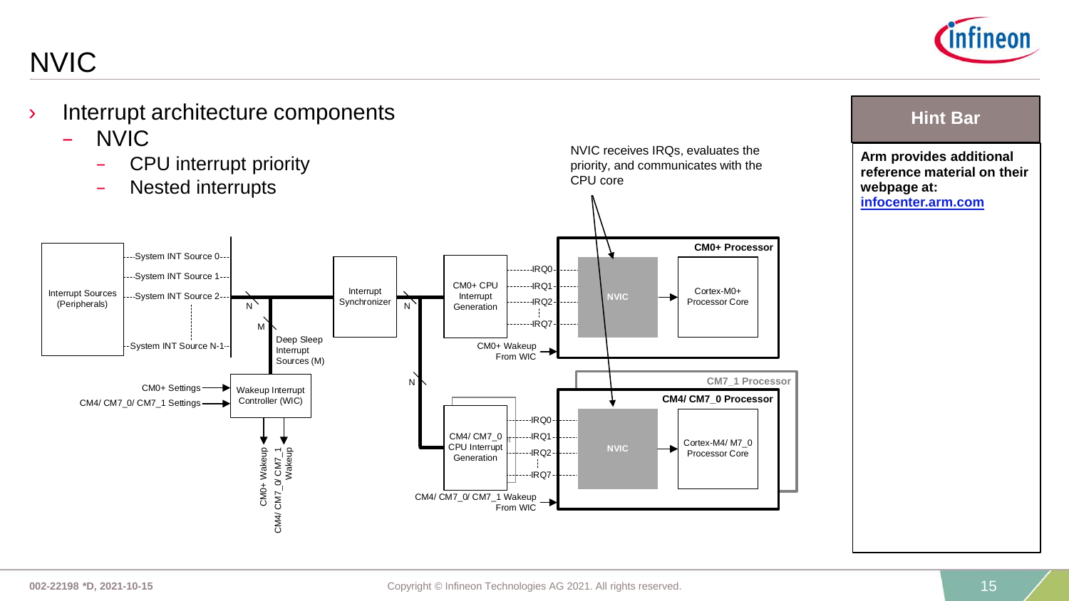# NVIC

- Interrupt architecture components
  - NVIC
    - CPU interrupt priority
    - Nested interrupts

NVIC receives IRQs, evaluates the priority, and communicates with the CPU core

Interrupt Sources (Peripherals)

System INT Source 0

System INT Source 1

System INT Source 2

System INT Source N-1

N

M

Deep Sleep Interrupt Sources (M)

Interrupt Synchronizer

N

CM0+ CPU Interrupt Generation

IRQ0

IRQ1

IRQ2

IRQ7

CM0+ Wakeup From WIC

**CM0+ Processor**

NVIC

Cortex-M0+ Processor Core

CM0+ Settings

CM4/ CM7_0/ CM7_1 Settings

Wakeup Interrupt Controller (WIC)

CM0+ Wakeup

CM4/ CM7_0/ CM7_1 Wakeup

N

CM4/ CM7_0 CPU Interrupt Generation

IRQ0

IRQ1

IRQ2

IRQ7

CM4/ CM7_0/ CM7_1 Wakeup From WIC

**CM7_1 Processor**

**CM4/ CM7_0 Processor**

NVIC

Cortex-M4/ M7_0 Processor Core

## Hint Bar

**Arm provides additional reference material on their webpage at: [infocenter.arm.com](infocenter.arm.com)**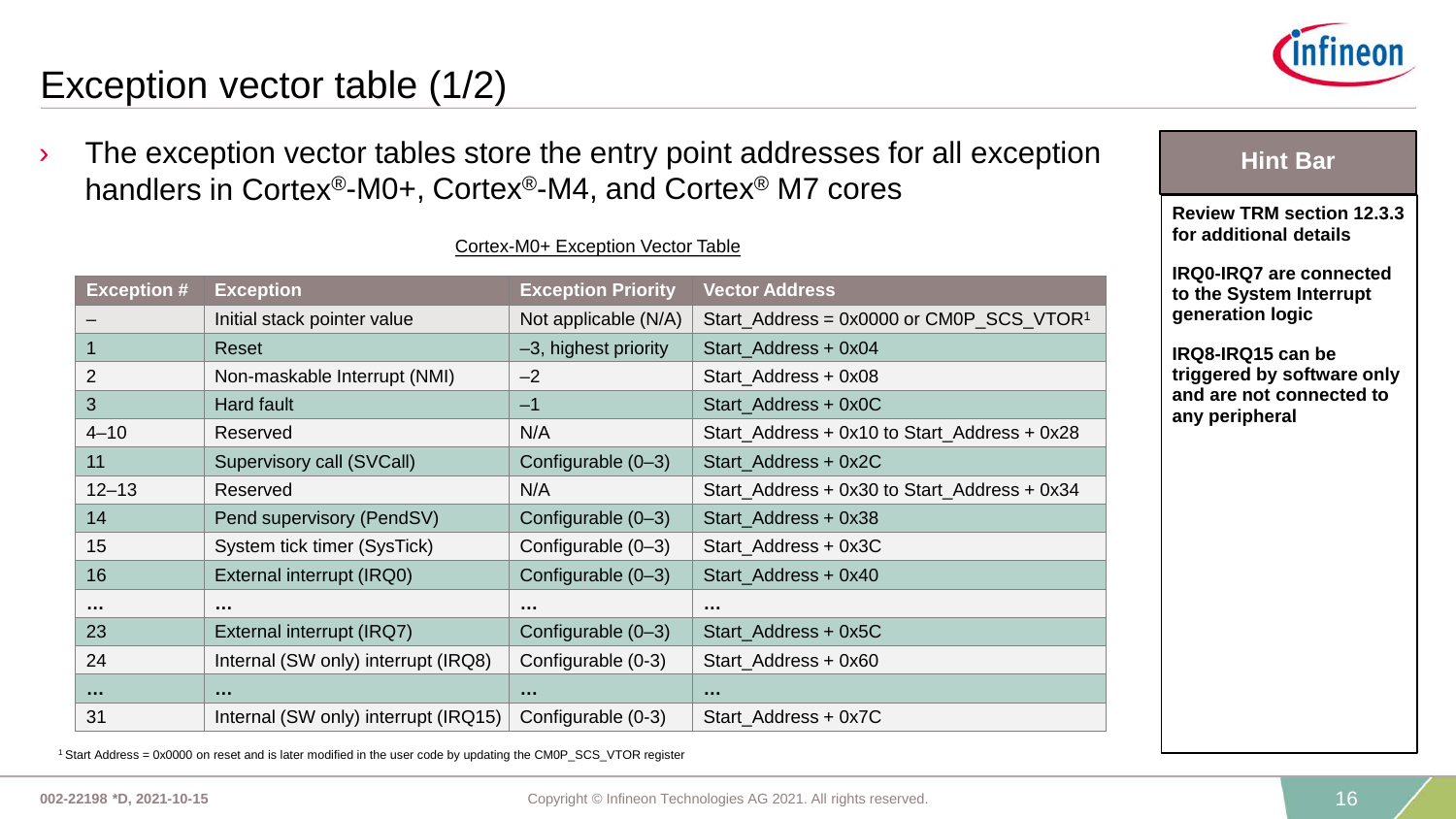# Exception vector table (1/2)

› The exception vector tables store the entry point addresses for all exception handlers in Cortex®-M0+, Cortex®-M4, and Cortex® M7 cores

Cortex-M0+ Exception Vector Table

| Exception # | Exception | Exception Priority | Vector Address |
|---|---|---|---|
| – | Initial stack pointer value | Not applicable (N/A) | Start_Address = 0x0000 or CM0P_SCS_VTOR[1] |
| 1 | Reset | –3, highest priority | Start_Address + 0x04 |
| 2 | Non-maskable Interrupt (NMI) | –2 | Start_Address + 0x08 |
| 3 | Hard fault | –1 | Start_Address + 0x0C |
| 4–10 | Reserved | N/A | Start_Address + 0x10 to Start_Address + 0x28 |
| 11 | Supervisory call (SVCall) | Configurable (0–3) | Start_Address + 0x2C |
| 12–13 | Reserved | N/A | Start_Address + 0x30 to Start_Address + 0x34 |
| 14 | Pend supervisory (PendSV) | Configurable (0–3) | Start_Address + 0x38 |
| 15 | System tick timer (SysTick) | Configurable (0–3) | Start_Address + 0x3C |
| 16 | External interrupt (IRQ0) | Configurable (0–3) | Start_Address + 0x40 |
| ... | ... | ... | ... |
| 23 | External interrupt (IRQ7) | Configurable (0–3) | Start_Address + 0x5C |
| 24 | Internal (SW only) interrupt (IRQ8) | Configurable (0-3) | Start_Address + 0x60 |
| ... | ... | ... | ... |
| 31 | Internal (SW only) interrupt (IRQ15) | Configurable (0-3) | Start_Address + 0x7C |

[1] Start Address = 0x0000 on reset and is later modified in the user code by updating the CM0P_SCS_VTOR register

**Hint Bar**

**Review TRM section 12.3.3 for additional details**

**IRQ0-IRQ7 are connected to the System Interrupt generation logic**

**IRQ8-IRQ15 can be triggered by software only and are not connected to any peripheral**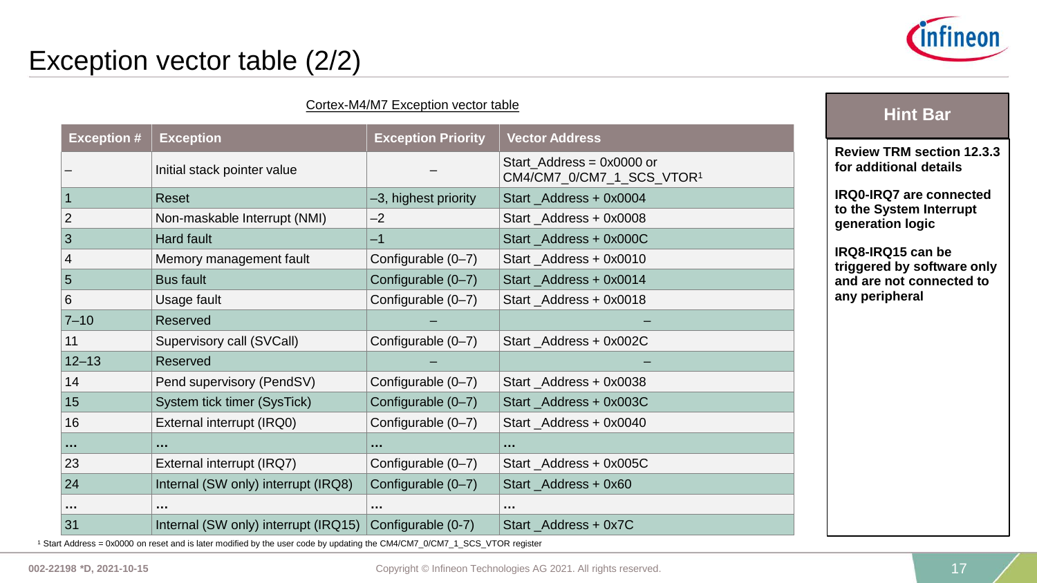# Exception vector table (2/2)

Cortex-M4/M7 Exception vector table

| Exception # | Exception | Exception Priority | Vector Address |
|---|---|---|---|
| – | Initial stack pointer value | – | Start_Address = 0x0000 or CM4/CM7_0/CM7_1_SCS_VTOR[1] |
| 1 | Reset | –3, highest priority | Start _Address + 0x0004 |
| 2 | Non-maskable Interrupt (NMI) | –2 | Start _Address + 0x0008 |
| 3 | Hard fault | –1 | Start _Address + 0x000C |
| 4 | Memory management fault | Configurable (0–7) | Start _Address + 0x0010 |
| 5 | Bus fault | Configurable (0–7) | Start _Address + 0x0014 |
| 6 | Usage fault | Configurable (0–7) | Start _Address + 0x0018 |
| 7–10 | Reserved | – | – |
| 11 | Supervisory call (SVCall) | Configurable (0–7) | Start _Address + 0x002C |
| 12–13 | Reserved | – | – |
| 14 | Pend supervisory (PendSV) | Configurable (0–7) | Start _Address + 0x0038 |
| 15 | System tick timer (SysTick) | Configurable (0–7) | Start _Address + 0x003C |
| 16 | External interrupt (IRQ0) | Configurable (0–7) | Start _Address + 0x0040 |
| ... | ... | ... | ... |
| 23 | External interrupt (IRQ7) | Configurable (0–7) | Start _Address + 0x005C |
| 24 | Internal (SW only) interrupt (IRQ8) | Configurable (0–7) | Start _Address + 0x60 |
| ... | ... | ... | ... |
| 31 | Internal (SW only) interrupt (IRQ15) | Configurable (0-7) | Start _Address + 0x7C |

[1] Start Address = 0x0000 on reset and is later modified by the user code by updating the CM4/CM7_0/CM7_1_SCS_VTOR register

**Hint Bar**

**Review TRM section 12.3.3 for additional details**

**IRQ0-IRQ7 are connected to the System Interrupt generation logic**

**IRQ8-IRQ15 can be triggered by software only and are not connected to any peripheral**

002-22198 *D, 2021-10-15

Copyright © Infineon Technologies AG 2021. All rights reserved.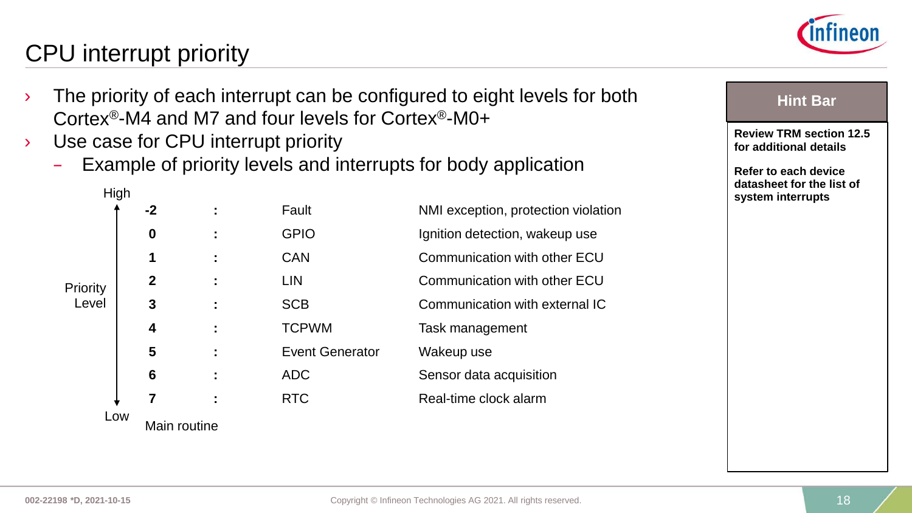# CPU interrupt priority

- The priority of each interrupt can be configured to eight levels for both Cortex®-M4 and M7 and four levels for Cortex®-M0+
- Use case for CPU interrupt priority
  - Example of priority levels and interrupts for body application

| Priority Level (High → Low) | | Interrupt | Use |
|---|---|---|---|
| **-2** | **:** | Fault | NMI exception, protection violation |
| **0** | **:** | GPIO | Ignition detection, wakeup use |
| **1** | **:** | CAN | Communication with other ECU |
| **2** | **:** | LIN | Communication with other ECU |
| **3** | **:** | SCB | Communication with external IC |
| **4** | **:** | TCPWM | Task management |
| **5** | **:** | Event Generator | Wakeup use |
| **6** | **:** | ADC | Sensor data acquisition |
| **7** | **:** | RTC | Real-time clock alarm |
| Main routine | | | |

**Hint Bar**

**Review TRM section 12.5 for additional details**

**Refer to each device datasheet for the list of system interrupts**

002-22198 *D, 2021-10-15

Copyright © Infineon Technologies AG 2021. All rights reserved.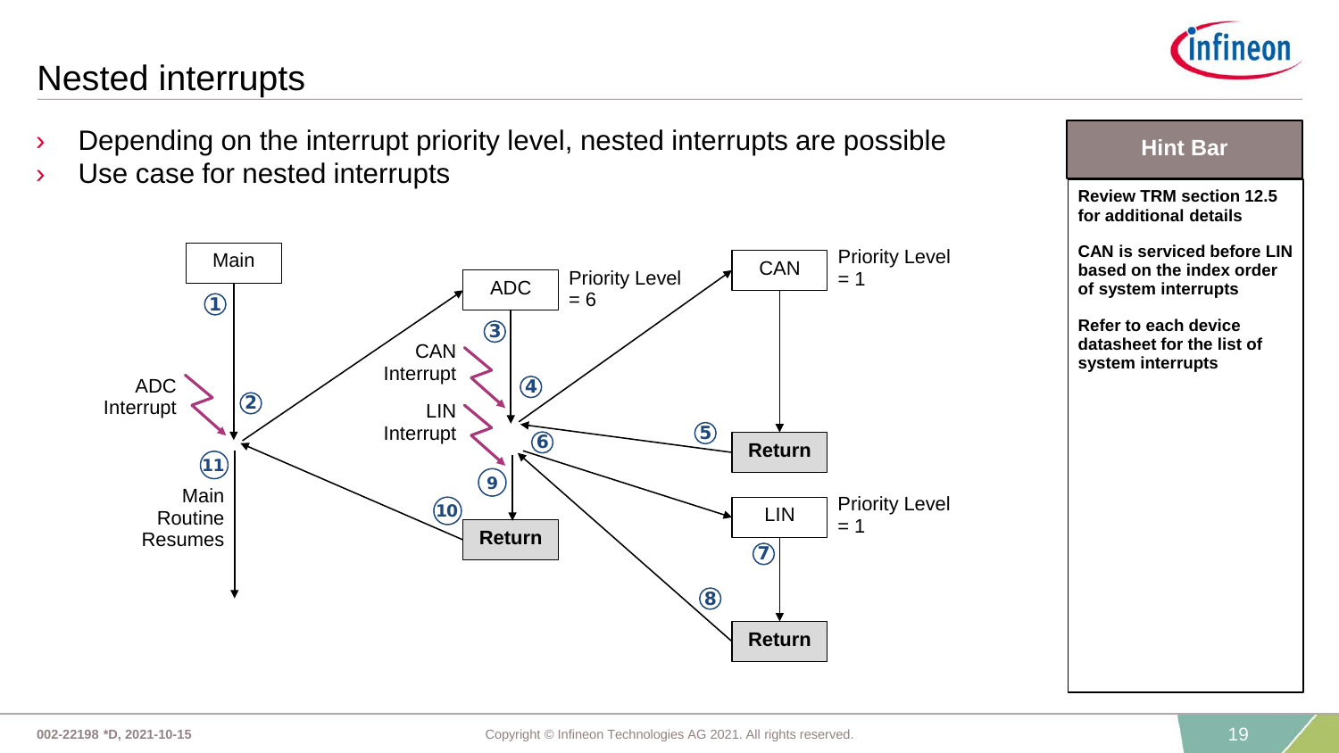# Nested interrupts

- Depending on the interrupt priority level, nested interrupts are possible
- Use case for nested interrupts

Main
①
ADC Interrupt
②
⑪
Main Routine Resumes

ADC
Priority Level = 6
③
CAN Interrupt
④
LIN Interrupt
⑥
⑨
⑩
Return

CAN
Priority Level = 1
⑤
Return

LIN
Priority Level = 1
⑦
⑧
Return

**Hint Bar**

**Review TRM section 12.5 for additional details**

**CAN is serviced before LIN based on the index order of system interrupts**

**Refer to each device datasheet for the list of system interrupts**

002-22198 *D, 2021-10-15

Copyright © Infineon Technologies AG 2021. All rights reserved.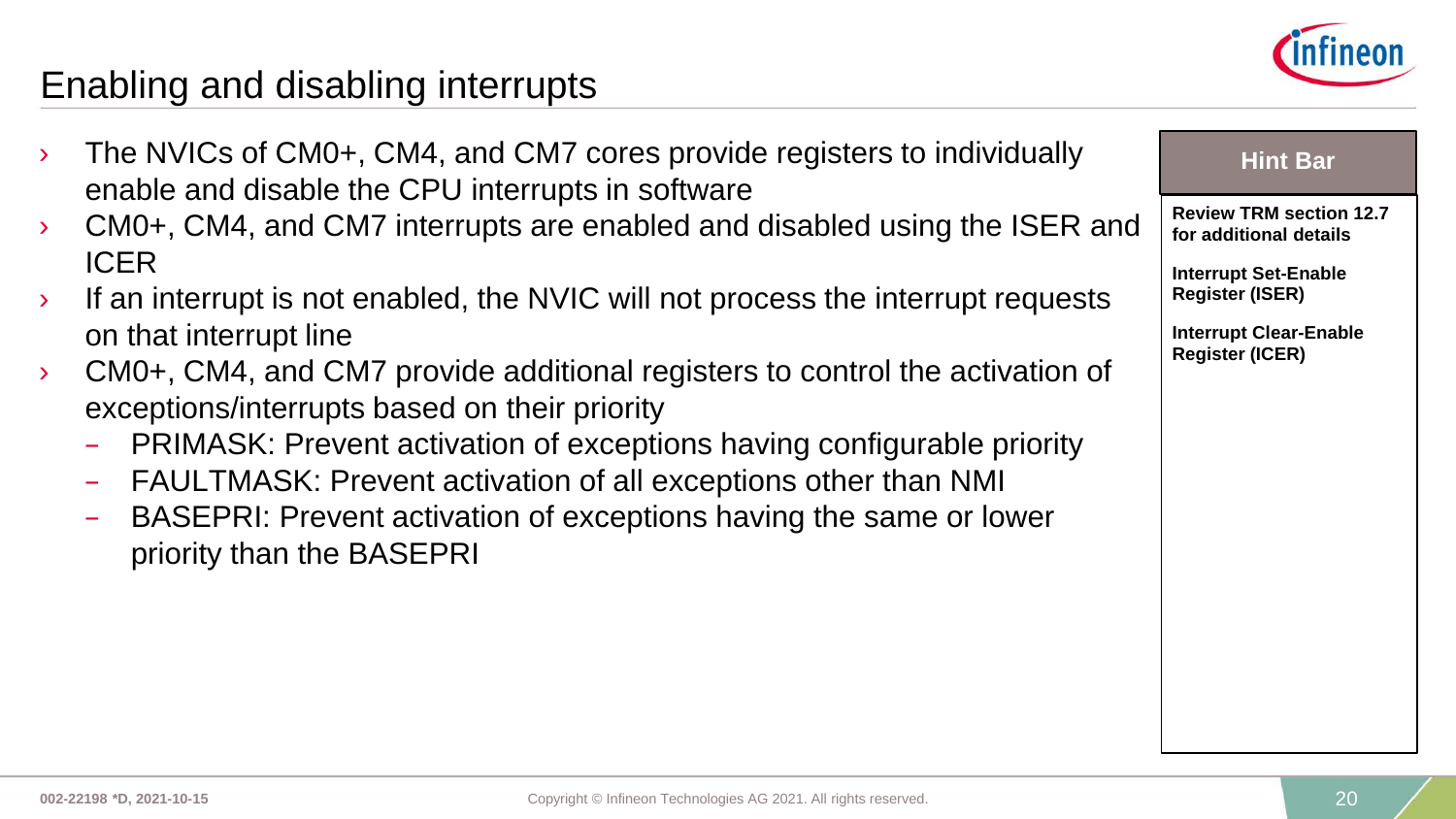# Enabling and disabling interrupts

- The NVICs of CM0+, CM4, and CM7 cores provide registers to individually enable and disable the CPU interrupts in software
- CM0+, CM4, and CM7 interrupts are enabled and disabled using the ISER and ICER
- If an interrupt is not enabled, the NVIC will not process the interrupt requests on that interrupt line
- CM0+, CM4, and CM7 provide additional registers to control the activation of exceptions/interrupts based on their priority
  - PRIMASK: Prevent activation of exceptions having configurable priority
  - FAULTMASK: Prevent activation of all exceptions other than NMI
  - BASEPRI: Prevent activation of exceptions having the same or lower priority than the BASEPRI

**Hint Bar**

**Review TRM section 12.7 for additional details**

**Interrupt Set-Enable Register (ISER)**

**Interrupt Clear-Enable Register (ICER)**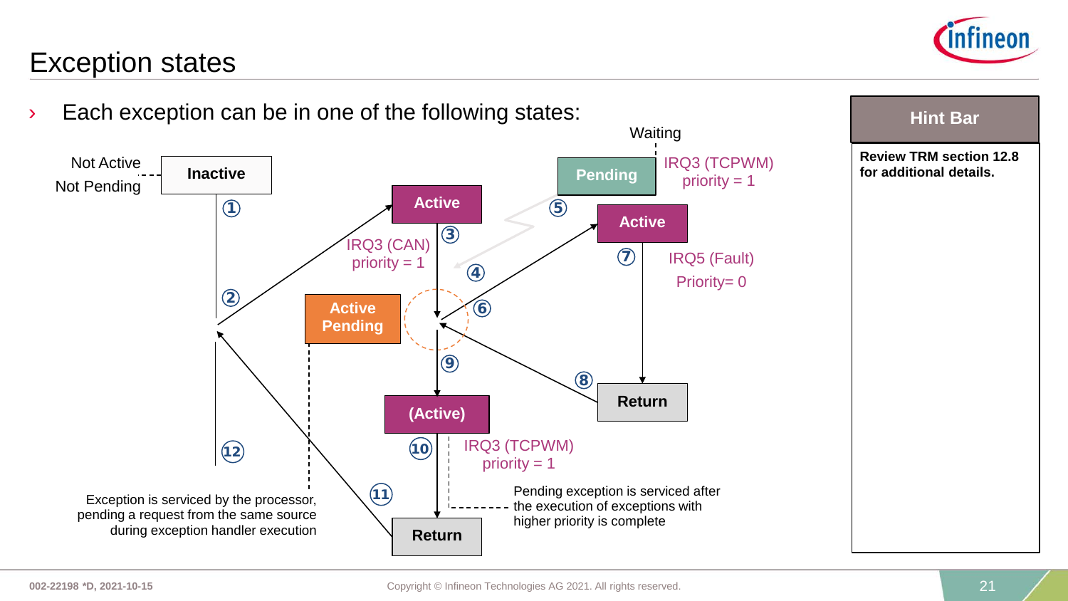# Exception states

- Each exception can be in one of the following states:

Not Active
Not Pending

**Inactive**

**Active**

IRQ3 (CAN)
priority = 1

**Active Pending**

**Pending**

Waiting

IRQ3 (TCPWM)
priority = 1

**Active**

IRQ5 (Fault)
Priority= 0

**Return**

**(Active)**

IRQ3 (TCPWM)
priority = 1

**Return**

① ② ③ ④ ⑤ ⑥ ⑦ ⑧ ⑨ ⑩ ⑪ ⑫

Exception is serviced by the processor, pending a request from the same source during exception handler execution

Pending exception is serviced after the execution of exceptions with higher priority is complete

**Hint Bar**

**Review TRM section 12.8 for additional details.**

002-22198 *D, 2021-10-15

Copyright © Infineon Technologies AG 2021. All rights reserved.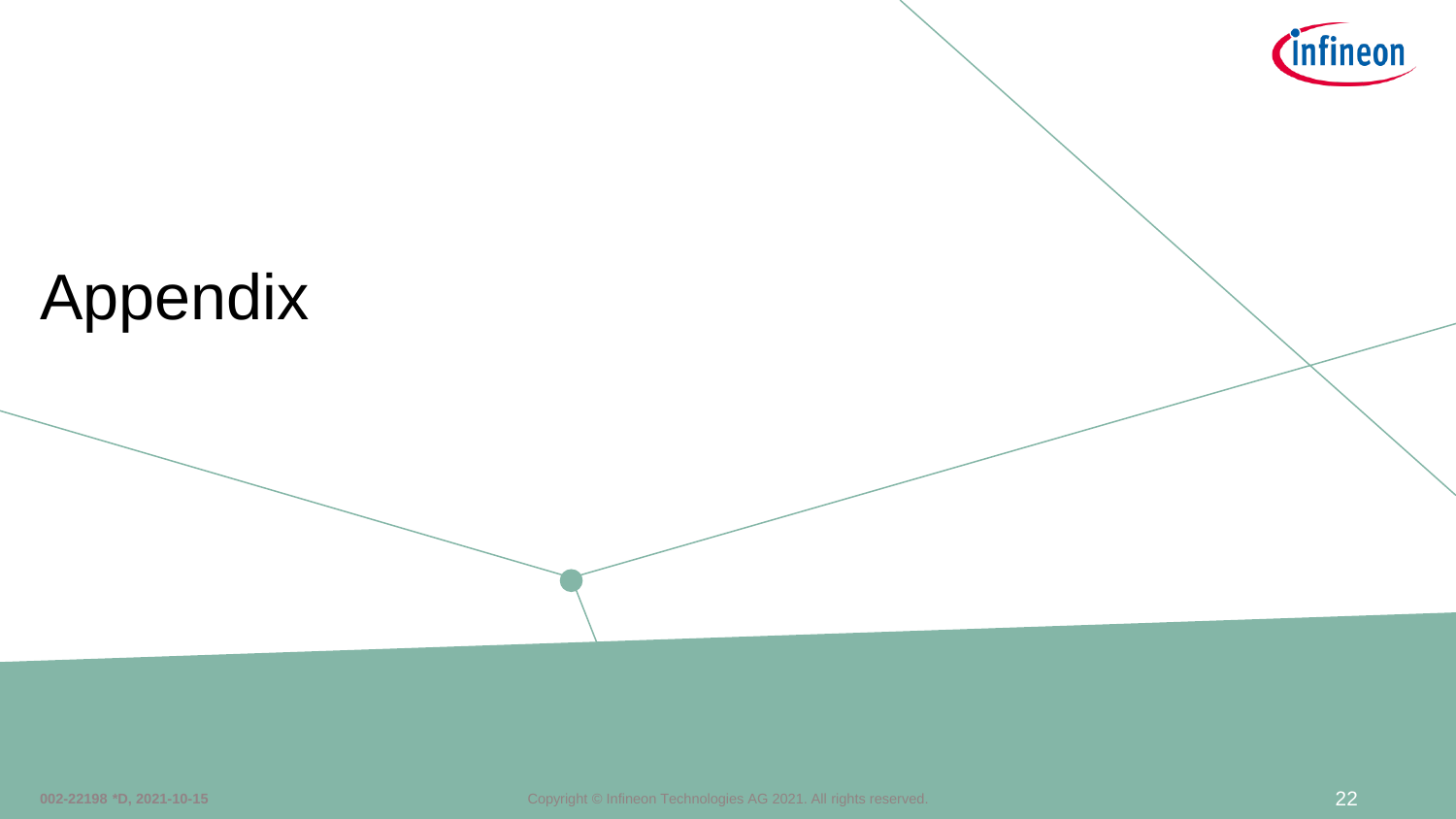# Appendix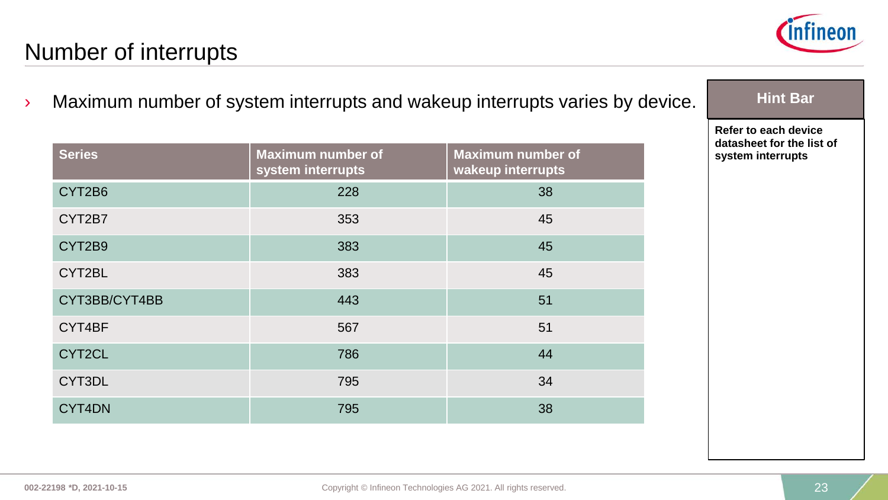# Number of interrupts

- Maximum number of system interrupts and wakeup interrupts varies by device.

| Series | Maximum number of system interrupts | Maximum number of wakeup interrupts |
|---|---|---|
| CYT2B6 | 228 | 38 |
| CYT2B7 | 353 | 45 |
| CYT2B9 | 383 | 45 |
| CYT2BL | 383 | 45 |
| CYT3BB/CYT4BB | 443 | 51 |
| CYT4BF | 567 | 51 |
| CYT2CL | 786 | 44 |
| CYT3DL | 795 | 34 |
| CYT4DN | 795 | 38 |

**Hint Bar**

**Refer to each device datasheet for the list of system interrupts**

002-22198 *D, 2021-10-15

Copyright © Infineon Technologies AG 2021. All rights reserved.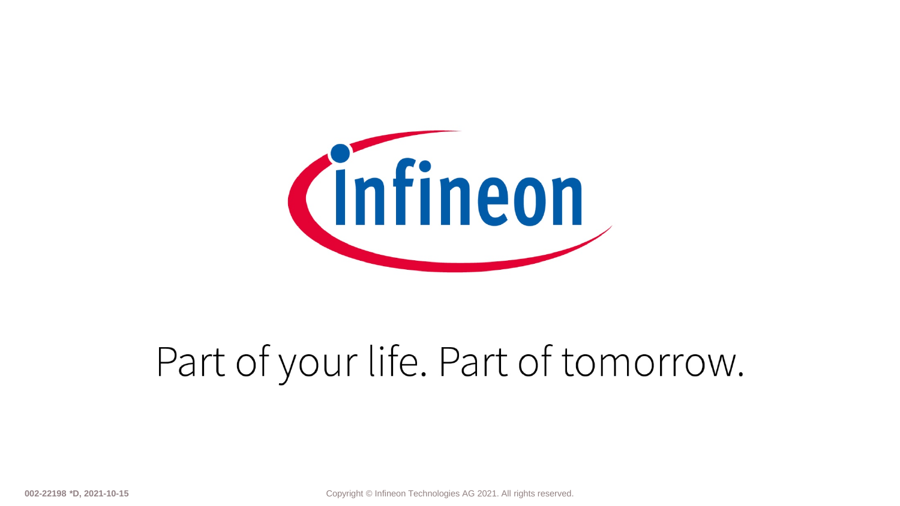Part of your life. Part of tomorrow.

002-22198 *D, 2021-10-15

Copyright © Infineon Technologies AG 2021. All rights reserved.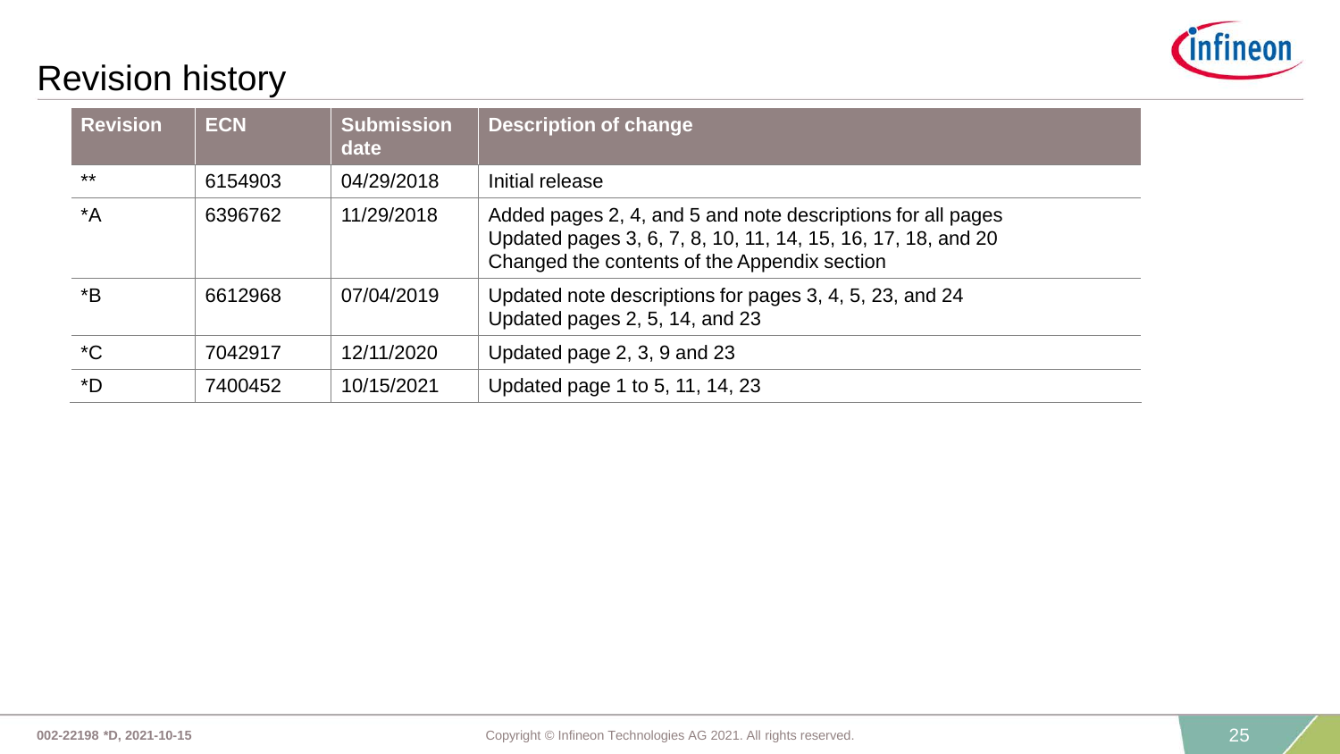# Revision history

| Revision | ECN | Submission date | Description of change |
|---|---|---|---|
| ** | 6154903 | 04/29/2018 | Initial release |
| *A | 6396762 | 11/29/2018 | Added pages 2, 4, and 5 and note descriptions for all pages<br>Updated pages 3, 6, 7, 8, 10, 11, 14, 15, 16, 17, 18, and 20<br>Changed the contents of the Appendix section |
| *B | 6612968 | 07/04/2019 | Updated note descriptions for pages 3, 4, 5, 23, and 24<br>Updated pages 2, 5, 14, and 23 |
| *C | 7042917 | 12/11/2020 | Updated page 2, 3, 9 and 23 |
| *D | 7400452 | 10/15/2021 | Updated page 1 to 5, 11, 14, 23 |